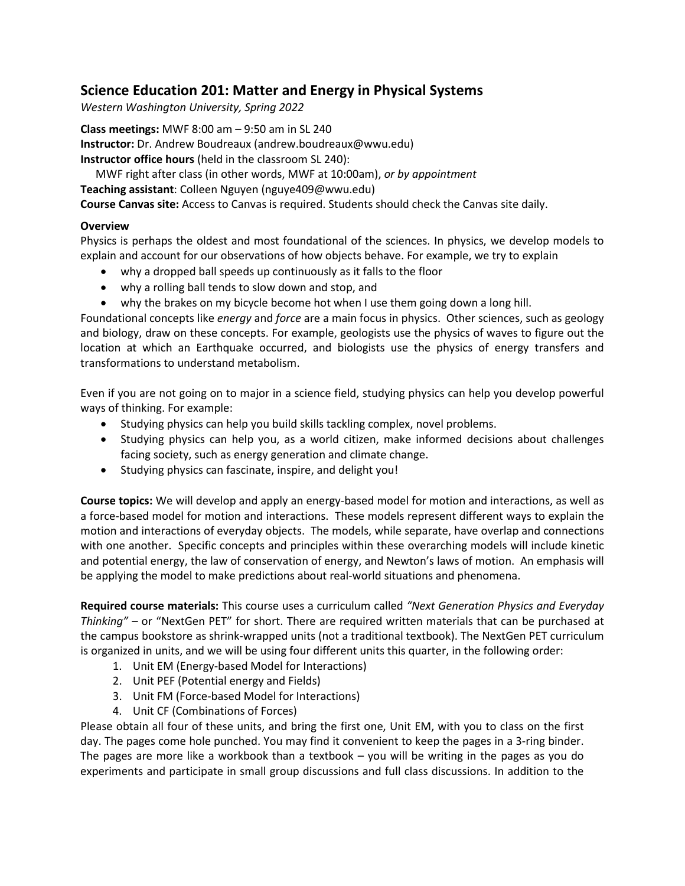## Science Education 201: Matter and Energy in Physical Systems

*Western Washington University, Spring 2022*

**Class meetings:** MWF 8:00 am – 9:50 am in SL 240
**Instructor:** Dr. Andrew Boudreaux (andrew.boudreaux@wwu.edu)
**Instructor office hours** (held in the classroom SL 240):
MWF right after class (in other words, MWF at 10:00am), *or by appointment*
**Teaching assistant**: Colleen Nguyen (nguye409@wwu.edu)
**Course Canvas site:** Access to Canvas is required. Students should check the Canvas site daily.

**Overview**

Physics is perhaps the oldest and most foundational of the sciences. In physics, we develop models to explain and account for our observations of how objects behave. For example, we try to explain

- why a dropped ball speeds up continuously as it falls to the floor
- why a rolling ball tends to slow down and stop, and
- why the brakes on my bicycle become hot when I use them going down a long hill.

Foundational concepts like *energy* and *force* are a main focus in physics. Other sciences, such as geology and biology, draw on these concepts. For example, geologists use the physics of waves to figure out the location at which an Earthquake occurred, and biologists use the physics of energy transfers and transformations to understand metabolism.

Even if you are not going on to major in a science field, studying physics can help you develop powerful ways of thinking. For example:

- Studying physics can help you build skills tackling complex, novel problems.
- Studying physics can help you, as a world citizen, make informed decisions about challenges facing society, such as energy generation and climate change.
- Studying physics can fascinate, inspire, and delight you!

**Course topics:** We will develop and apply an energy-based model for motion and interactions, as well as a force-based model for motion and interactions. These models represent different ways to explain the motion and interactions of everyday objects. The models, while separate, have overlap and connections with one another. Specific concepts and principles within these overarching models will include kinetic and potential energy, the law of conservation of energy, and Newton's laws of motion. An emphasis will be applying the model to make predictions about real-world situations and phenomena.

**Required course materials:** This course uses a curriculum called *"Next Generation Physics and Everyday Thinking"* – or "NextGen PET" for short. There are required written materials that can be purchased at the campus bookstore as shrink-wrapped units (not a traditional textbook). The NextGen PET curriculum is organized in units, and we will be using four different units this quarter, in the following order:

1. Unit EM (Energy-based Model for Interactions)
2. Unit PEF (Potential energy and Fields)
3. Unit FM (Force-based Model for Interactions)
4. Unit CF (Combinations of Forces)

Please obtain all four of these units, and bring the first one, Unit EM, with you to class on the first day. The pages come hole punched. You may find it convenient to keep the pages in a 3-ring binder. The pages are more like a workbook than a textbook – you will be writing in the pages as you do experiments and participate in small group discussions and full class discussions. In addition to the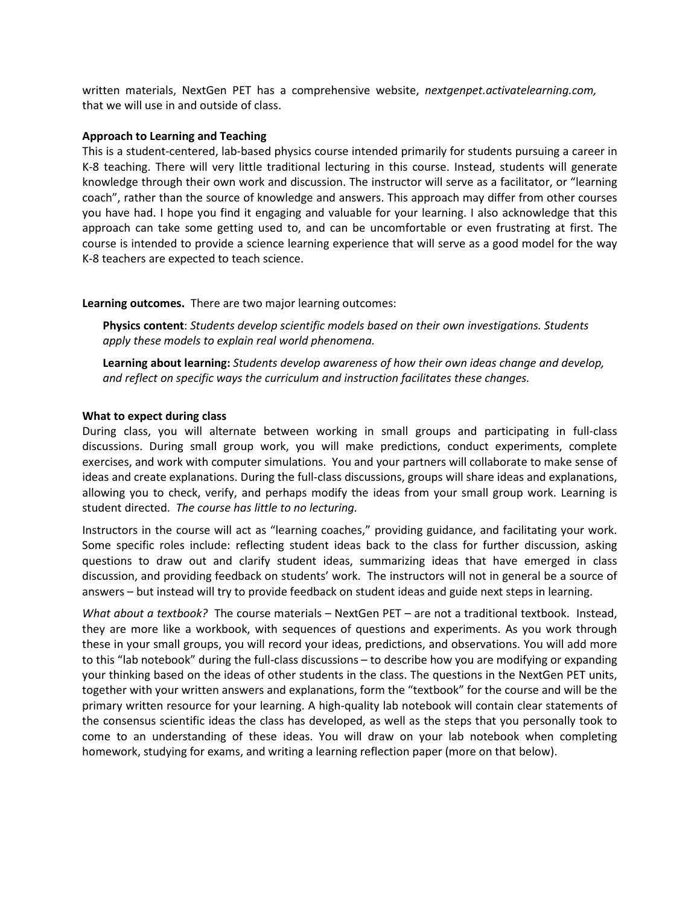written materials, NextGen PET has a comprehensive website, *nextgenpet.activatelearning.com,* that we will use in and outside of class.

**Approach to Learning and Teaching**

This is a student-centered, lab-based physics course intended primarily for students pursuing a career in K-8 teaching. There will very little traditional lecturing in this course. Instead, students will generate knowledge through their own work and discussion. The instructor will serve as a facilitator, or "learning coach", rather than the source of knowledge and answers. This approach may differ from other courses you have had. I hope you find it engaging and valuable for your learning. I also acknowledge that this approach can take some getting used to, and can be uncomfortable or even frustrating at first. The course is intended to provide a science learning experience that will serve as a good model for the way K-8 teachers are expected to teach science.

**Learning outcomes.** There are two major learning outcomes:

> **Physics content**: *Students develop scientific models based on their own investigations. Students apply these models to explain real world phenomena.*
>
> **Learning about learning:** *Students develop awareness of how their own ideas change and develop, and reflect on specific ways the curriculum and instruction facilitates these changes.*

**What to expect during class**

During class, you will alternate between working in small groups and participating in full-class discussions. During small group work, you will make predictions, conduct experiments, complete exercises, and work with computer simulations. You and your partners will collaborate to make sense of ideas and create explanations. During the full-class discussions, groups will share ideas and explanations, allowing you to check, verify, and perhaps modify the ideas from your small group work. Learning is student directed. *The course has little to no lecturing.*

Instructors in the course will act as "learning coaches," providing guidance, and facilitating your work. Some specific roles include: reflecting student ideas back to the class for further discussion, asking questions to draw out and clarify student ideas, summarizing ideas that have emerged in class discussion, and providing feedback on students' work. The instructors will not in general be a source of answers – but instead will try to provide feedback on student ideas and guide next steps in learning.

*What about a textbook?* The course materials – NextGen PET – are not a traditional textbook. Instead, they are more like a workbook, with sequences of questions and experiments. As you work through these in your small groups, you will record your ideas, predictions, and observations. You will add more to this "lab notebook" during the full-class discussions – to describe how you are modifying or expanding your thinking based on the ideas of other students in the class. The questions in the NextGen PET units, together with your written answers and explanations, form the "textbook" for the course and will be the primary written resource for your learning. A high-quality lab notebook will contain clear statements of the consensus scientific ideas the class has developed, as well as the steps that you personally took to come to an understanding of these ideas. You will draw on your lab notebook when completing homework, studying for exams, and writing a learning reflection paper (more on that below).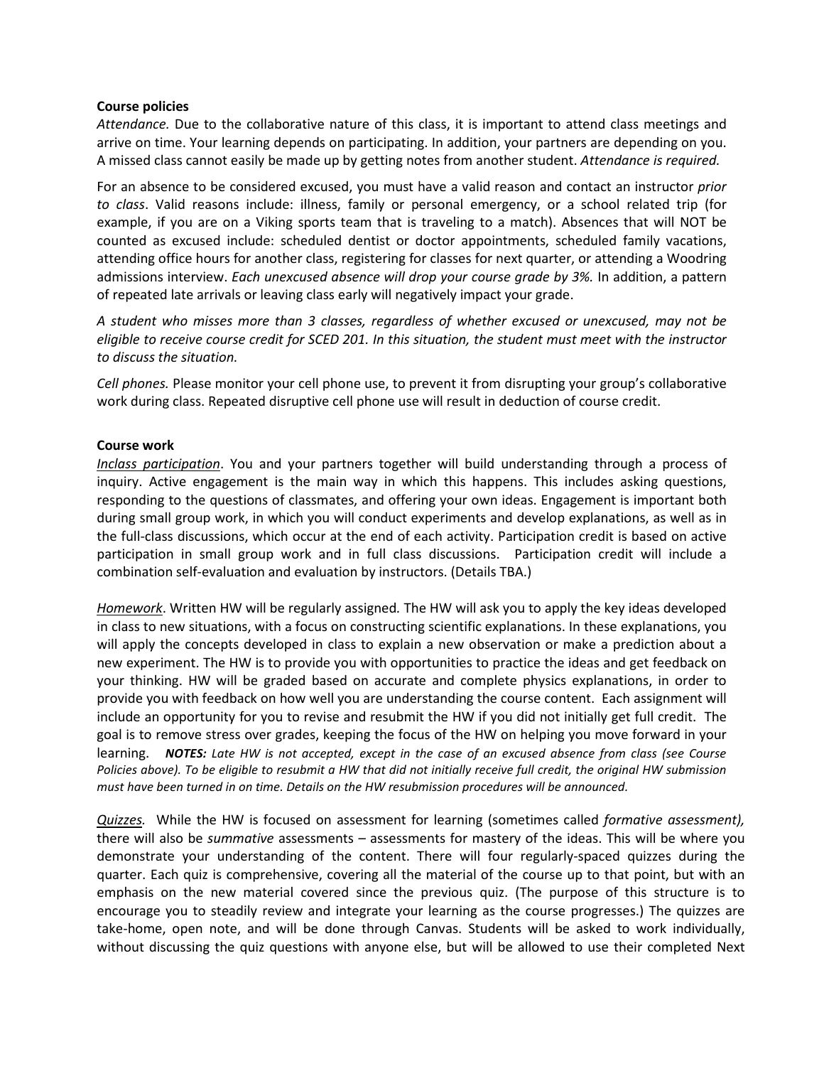**Course policies**

*Attendance.* Due to the collaborative nature of this class, it is important to attend class meetings and arrive on time. Your learning depends on participating. In addition, your partners are depending on you. A missed class cannot easily be made up by getting notes from another student. *Attendance is required.*

For an absence to be considered excused, you must have a valid reason and contact an instructor *prior to class*. Valid reasons include: illness, family or personal emergency, or a school related trip (for example, if you are on a Viking sports team that is traveling to a match). Absences that will NOT be counted as excused include: scheduled dentist or doctor appointments, scheduled family vacations, attending office hours for another class, registering for classes for next quarter, or attending a Woodring admissions interview. *Each unexcused absence will drop your course grade by 3%.* In addition, a pattern of repeated late arrivals or leaving class early will negatively impact your grade.

*A student who misses more than 3 classes, regardless of whether excused or unexcused, may not be eligible to receive course credit for SCED 201. In this situation, the student must meet with the instructor to discuss the situation.*

*Cell phones.* Please monitor your cell phone use, to prevent it from disrupting your group's collaborative work during class. Repeated disruptive cell phone use will result in deduction of course credit.

**Course work**

*Inclass participation*. You and your partners together will build understanding through a process of inquiry. Active engagement is the main way in which this happens. This includes asking questions, responding to the questions of classmates, and offering your own ideas. Engagement is important both during small group work, in which you will conduct experiments and develop explanations, as well as in the full-class discussions, which occur at the end of each activity. Participation credit is based on active participation in small group work and in full class discussions. Participation credit will include a combination self-evaluation and evaluation by instructors. (Details TBA.)

*Homework*. Written HW will be regularly assigned. The HW will ask you to apply the key ideas developed in class to new situations, with a focus on constructing scientific explanations. In these explanations, you will apply the concepts developed in class to explain a new observation or make a prediction about a new experiment. The HW is to provide you with opportunities to practice the ideas and get feedback on your thinking. HW will be graded based on accurate and complete physics explanations, in order to provide you with feedback on how well you are understanding the course content. Each assignment will include an opportunity for you to revise and resubmit the HW if you did not initially get full credit. The goal is to remove stress over grades, keeping the focus of the HW on helping you move forward in your learning. ***NOTES:*** *Late HW is not accepted, except in the case of an excused absence from class (see Course Policies above). To be eligible to resubmit a HW that did not initially receive full credit, the original HW submission must have been turned in on time. Details on the HW resubmission procedures will be announced.*

*Quizzes.* While the HW is focused on assessment for learning (sometimes called *formative assessment),* there will also be *summative* assessments – assessments for mastery of the ideas. This will be where you demonstrate your understanding of the content. There will four regularly-spaced quizzes during the quarter. Each quiz is comprehensive, covering all the material of the course up to that point, but with an emphasis on the new material covered since the previous quiz. (The purpose of this structure is to encourage you to steadily review and integrate your learning as the course progresses.) The quizzes are take-home, open note, and will be done through Canvas. Students will be asked to work individually, without discussing the quiz questions with anyone else, but will be allowed to use their completed Next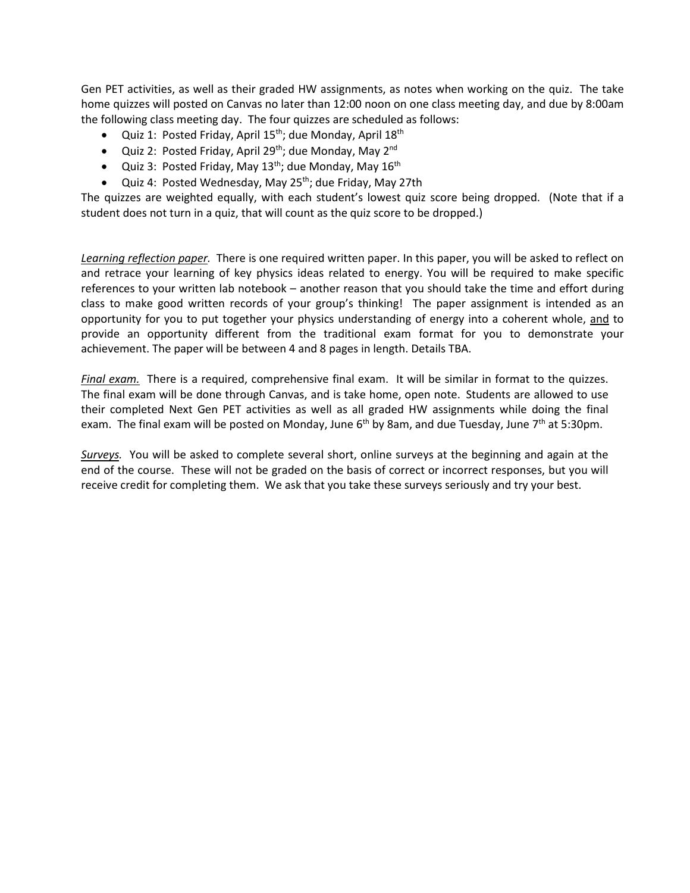Gen PET activities, as well as their graded HW assignments, as notes when working on the quiz. The take home quizzes will posted on Canvas no later than 12:00 noon on one class meeting day, and due by 8:00am the following class meeting day. The four quizzes are scheduled as follows:

- Quiz 1: Posted Friday, April 15th; due Monday, April 18th
- Quiz 2: Posted Friday, April 29th; due Monday, May 2nd
- Quiz 3: Posted Friday, May 13th; due Monday, May 16th
- Quiz 4: Posted Wednesday, May 25th; due Friday, May 27th

The quizzes are weighted equally, with each student's lowest quiz score being dropped. (Note that if a student does not turn in a quiz, that will count as the quiz score to be dropped.)

***Learning reflection paper.*** There is one required written paper. In this paper, you will be asked to reflect on and retrace your learning of key physics ideas related to energy. You will be required to make specific references to your written lab notebook – another reason that you should take the time and effort during class to make good written records of your group's thinking! The paper assignment is intended as an opportunity for you to put together your physics understanding of energy into a coherent whole, and to provide an opportunity different from the traditional exam format for you to demonstrate your achievement. The paper will be between 4 and 8 pages in length. Details TBA.

***Final exam.*** There is a required, comprehensive final exam. It will be similar in format to the quizzes. The final exam will be done through Canvas, and is take home, open note. Students are allowed to use their completed Next Gen PET activities as well as all graded HW assignments while doing the final exam. The final exam will be posted on Monday, June 6th by 8am, and due Tuesday, June 7th at 5:30pm.

***Surveys.*** You will be asked to complete several short, online surveys at the beginning and again at the end of the course. These will not be graded on the basis of correct or incorrect responses, but you will receive credit for completing them. We ask that you take these surveys seriously and try your best.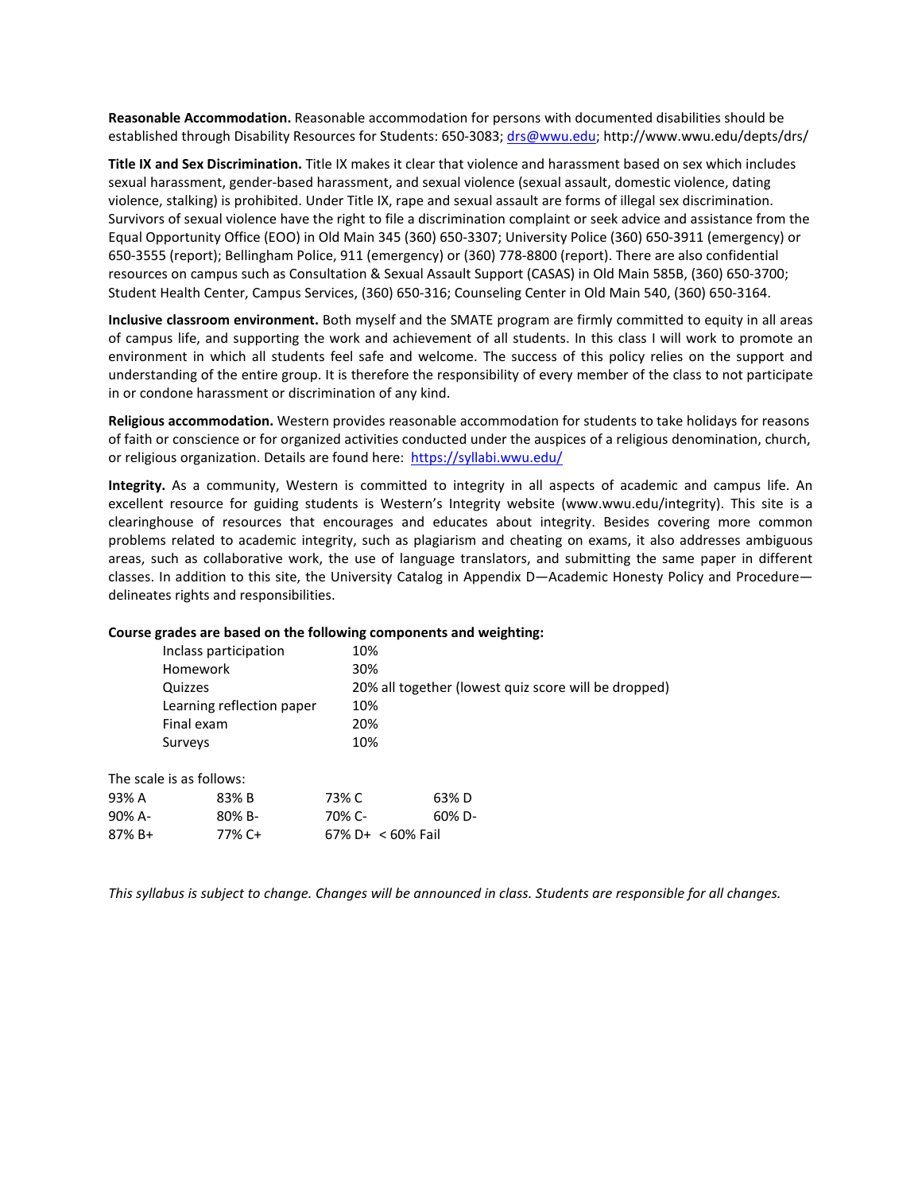**Reasonable Accommodation.** Reasonable accommodation for persons with documented disabilities should be established through Disability Resources for Students: 650-3083; drs@wwu.edu; http://www.wwu.edu/depts/drs/

**Title IX and Sex Discrimination.** Title IX makes it clear that violence and harassment based on sex which includes sexual harassment, gender-based harassment, and sexual violence (sexual assault, domestic violence, dating violence, stalking) is prohibited. Under Title IX, rape and sexual assault are forms of illegal sex discrimination. Survivors of sexual violence have the right to file a discrimination complaint or seek advice and assistance from the Equal Opportunity Office (EOO) in Old Main 345 (360) 650-3307; University Police (360) 650-3911 (emergency) or 650-3555 (report); Bellingham Police, 911 (emergency) or (360) 778-8800 (report). There are also confidential resources on campus such as Consultation & Sexual Assault Support (CASAS) in Old Main 585B, (360) 650-3700; Student Health Center, Campus Services, (360) 650-316; Counseling Center in Old Main 540, (360) 650-3164.

**Inclusive classroom environment.** Both myself and the SMATE program are firmly committed to equity in all areas of campus life, and supporting the work and achievement of all students. In this class I will work to promote an environment in which all students feel safe and welcome. The success of this policy relies on the support and understanding of the entire group. It is therefore the responsibility of every member of the class to not participate in or condone harassment or discrimination of any kind.

**Religious accommodation.** Western provides reasonable accommodation for students to take holidays for reasons of faith or conscience or for organized activities conducted under the auspices of a religious denomination, church, or religious organization. Details are found here: https://syllabi.wwu.edu/

**Integrity.** As a community, Western is committed to integrity in all aspects of academic and campus life. An excellent resource for guiding students is Western's Integrity website (www.wwu.edu/integrity). This site is a clearinghouse of resources that encourages and educates about integrity. Besides covering more common problems related to academic integrity, such as plagiarism and cheating on exams, it also addresses ambiguous areas, such as collaborative work, the use of language translators, and submitting the same paper in different classes. In addition to this site, the University Catalog in Appendix D—Academic Honesty Policy and Procedure—delineates rights and responsibilities.

**Course grades are based on the following components and weighting:**

| | |
|---|---|
| Inclass participation | 10% |
| Homework | 30% |
| Quizzes | 20% all together (lowest quiz score will be dropped) |
| Learning reflection paper | 10% |
| Final exam | 20% |
| Surveys | 10% |

The scale is as follows:

| | | | |
|---|---|---|---|
| 93% A | 83% B | 73% C | 63% D |
| 90% A- | 80% B- | 70% C- | 60% D- |
| 87% B+ | 77% C+ | 67% D+ | < 60% Fail |

*This syllabus is subject to change. Changes will be announced in class. Students are responsible for all changes.*